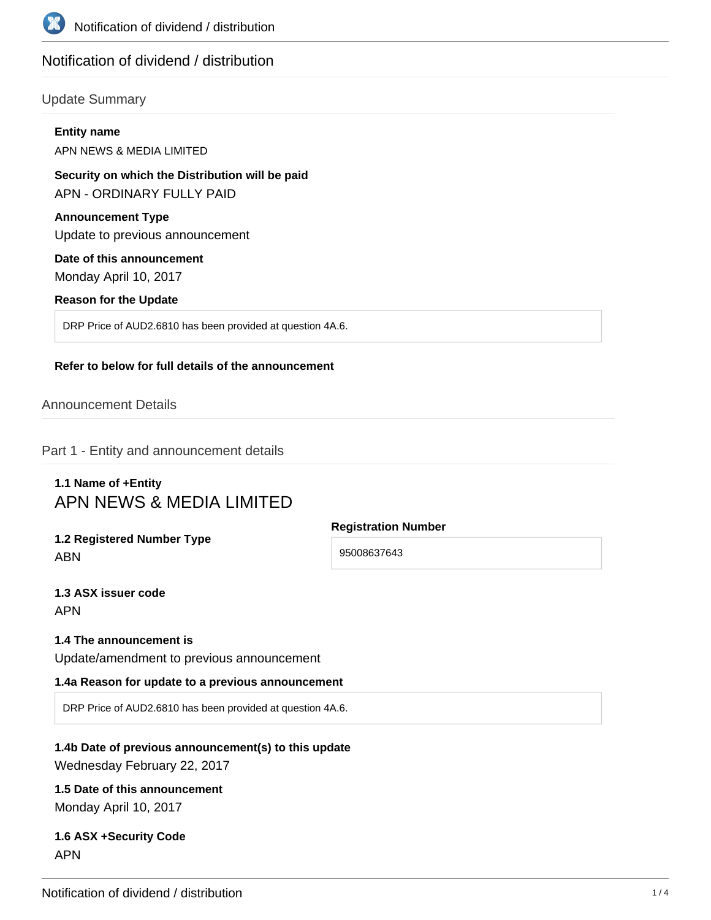# Notification of dividend / distribution

## Update Summary

**Entity name**

APN NEWS & MEDIA LIMITED

**Security on which the Distribution will be paid**

APN - ORDINARY FULLY PAID

**Announcement Type**

Update to previous announcement

**Date of this announcement**

Monday April 10, 2017

**Reason for the Update**

DRP Price of AUD2.6810 has been provided at question 4A.6.

**Refer to below for full details of the announcement**

## Announcement Details

### Part 1 - Entity and announcement details

**1.1 Name of +Entity**

APN NEWS & MEDIA LIMITED

**1.2 Registered Number Type**

ABN

**Registration Number**

95008637643

**1.3 ASX issuer code**

APN

**1.4 The announcement is**

Update/amendment to previous announcement

**1.4a Reason for update to a previous announcement**

DRP Price of AUD2.6810 has been provided at question 4A.6.

**1.4b Date of previous announcement(s) to this update**

Wednesday February 22, 2017

**1.5 Date of this announcement**

Monday April 10, 2017

**1.6 ASX +Security Code**

APN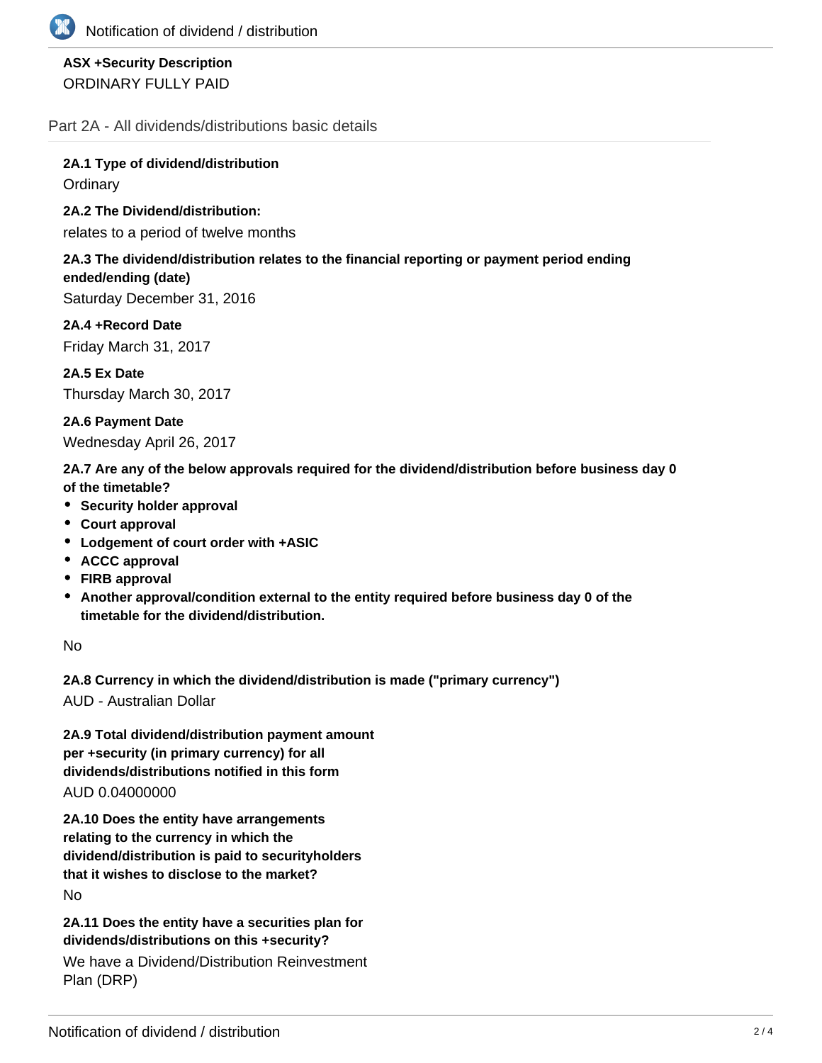**ASX +Security Description**

ORDINARY FULLY PAID

## Part 2A - All dividends/distributions basic details

**2A.1 Type of dividend/distribution**

Ordinary

**2A.2 The Dividend/distribution:**

relates to a period of twelve months

**2A.3 The dividend/distribution relates to the financial reporting or payment period ending ended/ending (date)**

Saturday December 31, 2016

**2A.4 +Record Date**

Friday March 31, 2017

**2A.5 Ex Date**

Thursday March 30, 2017

**2A.6 Payment Date**

Wednesday April 26, 2017

**2A.7 Are any of the below approvals required for the dividend/distribution before business day 0 of the timetable?**

- **Security holder approval**
- **Court approval**
- **Lodgement of court order with +ASIC**
- **ACCC approval**
- **FIRB approval**
- **Another approval/condition external to the entity required before business day 0 of the timetable for the dividend/distribution.**

No

**2A.8 Currency in which the dividend/distribution is made ("primary currency")**

AUD - Australian Dollar

**2A.9 Total dividend/distribution payment amount per +security (in primary currency) for all dividends/distributions notified in this form**

AUD 0.04000000

**2A.10 Does the entity have arrangements relating to the currency in which the dividend/distribution is paid to securityholders that it wishes to disclose to the market?**

No

**2A.11 Does the entity have a securities plan for dividends/distributions on this +security?**

We have a Dividend/Distribution Reinvestment Plan (DRP)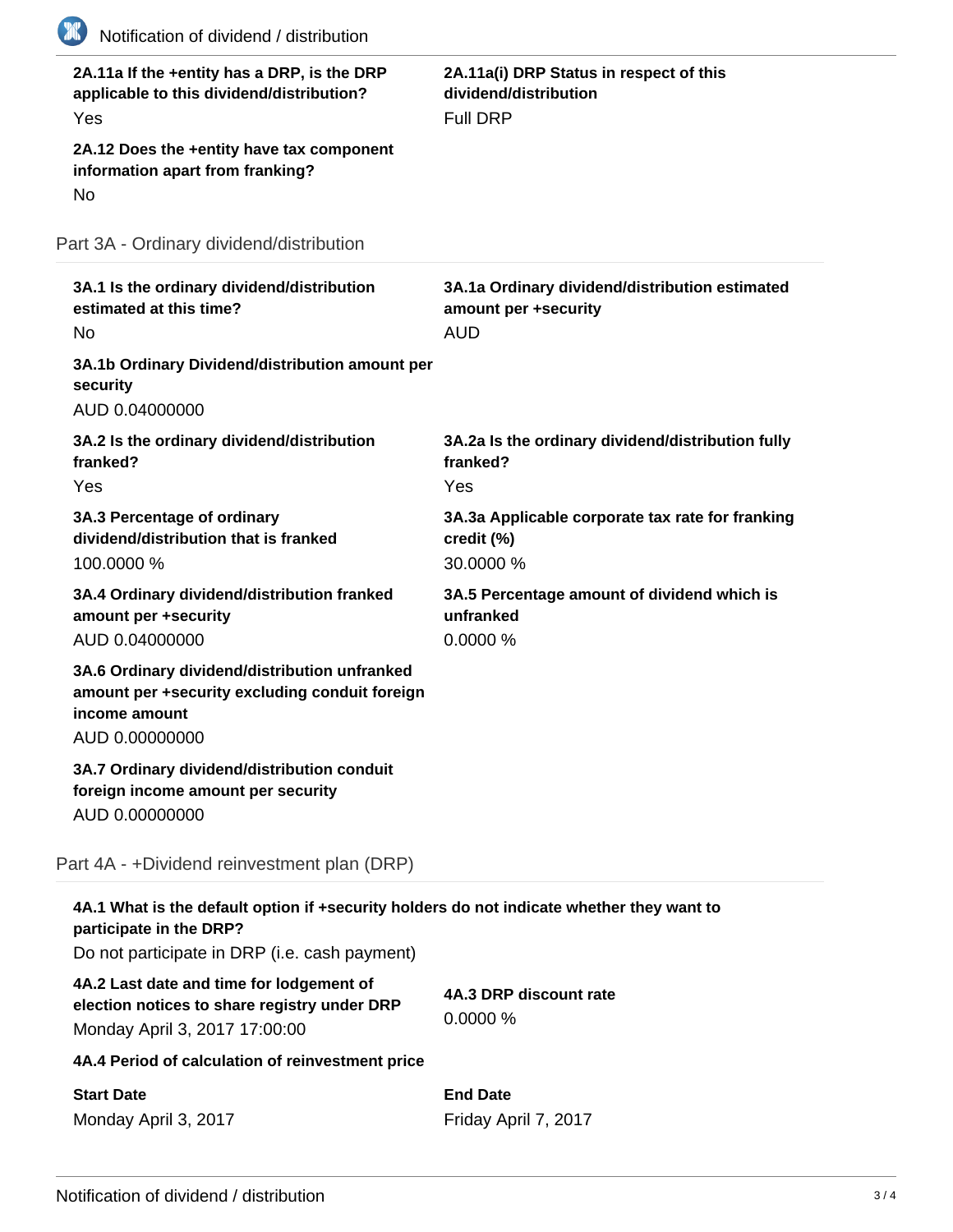**2A.11a If the +entity has a DRP, is the DRP applicable to this dividend/distribution?**
Yes

**2A.11a(i) DRP Status in respect of this dividend/distribution**
Full DRP

**2A.12 Does the +entity have tax component information apart from franking?**
No

## Part 3A - Ordinary dividend/distribution

**3A.1 Is the ordinary dividend/distribution estimated at this time?**
No

**3A.1a Ordinary dividend/distribution estimated amount per +security**
AUD

**3A.1b Ordinary Dividend/distribution amount per security**
AUD 0.04000000

**3A.2 Is the ordinary dividend/distribution franked?**
Yes

**3A.2a Is the ordinary dividend/distribution fully franked?**
Yes

**3A.3 Percentage of ordinary dividend/distribution that is franked**
100.0000 %

**3A.3a Applicable corporate tax rate for franking credit (%)**
30.0000 %

**3A.4 Ordinary dividend/distribution franked amount per +security**
AUD 0.04000000

**3A.5 Percentage amount of dividend which is unfranked**
0.0000 %

**3A.6 Ordinary dividend/distribution unfranked amount per +security excluding conduit foreign income amount**
AUD 0.00000000

**3A.7 Ordinary dividend/distribution conduit foreign income amount per security**
AUD 0.00000000

## Part 4A - +Dividend reinvestment plan (DRP)

**4A.1 What is the default option if +security holders do not indicate whether they want to participate in the DRP?**
Do not participate in DRP (i.e. cash payment)

**4A.2 Last date and time for lodgement of election notices to share registry under DRP**
Monday April 3, 2017 17:00:00

**4A.3 DRP discount rate**
0.0000 %

**4A.4 Period of calculation of reinvestment price**

| Start Date | End Date |
|---|---|
| Monday April 3, 2017 | Friday April 7, 2017 |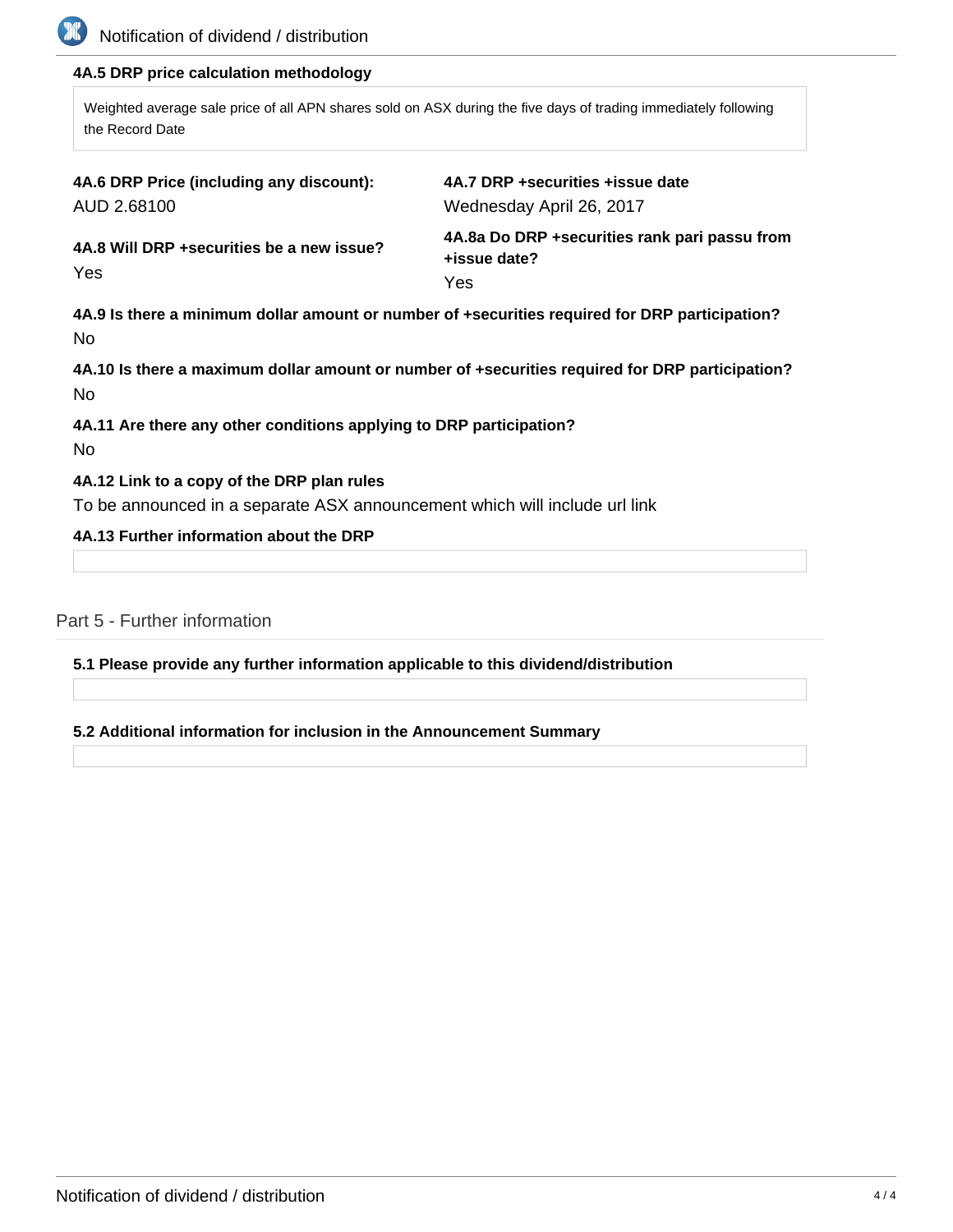**4A.5 DRP price calculation methodology**

Weighted average sale price of all APN shares sold on ASX during the five days of trading immediately following the Record Date

**4A.6 DRP Price (including any discount):**
AUD 2.68100

**4A.7 DRP +securities +issue date**
Wednesday April 26, 2017

**4A.8 Will DRP +securities be a new issue?**
Yes

**4A.8a Do DRP +securities rank pari passu from +issue date?**
Yes

**4A.9 Is there a minimum dollar amount or number of +securities required for DRP participation?**
No

**4A.10 Is there a maximum dollar amount or number of +securities required for DRP participation?**
No

**4A.11 Are there any other conditions applying to DRP participation?**
No

**4A.12 Link to a copy of the DRP plan rules**
To be announced in a separate ASX announcement which will include url link

**4A.13 Further information about the DRP**

## Part 5 - Further information

**5.1 Please provide any further information applicable to this dividend/distribution**

**5.2 Additional information for inclusion in the Announcement Summary**